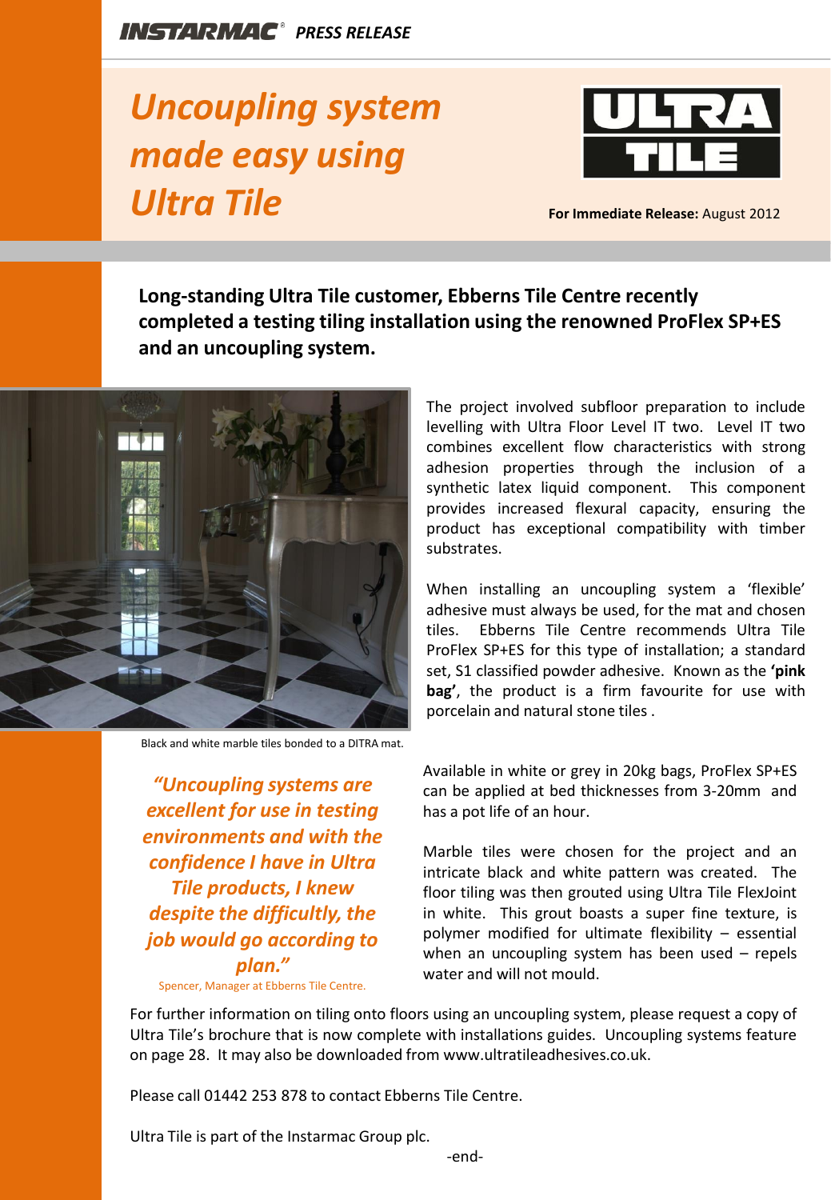INSTARMAC® *PRESS RELEASE*

# *Uncoupling system made easy using Ultra Tile*

ULTRA TILE

**For Immediate Release:** August 2012

**Long-standing Ultra Tile customer, Ebberns Tile Centre recently completed a testing tiling installation using the renowned ProFlex SP+ES and an uncoupling system.**

Black and white marble tiles bonded to a DITRA mat.

The project involved subfloor preparation to include levelling with Ultra Floor Level IT two. Level IT two combines excellent flow characteristics with strong adhesion properties through the inclusion of a synthetic latex liquid component. This component provides increased flexural capacity, ensuring the product has exceptional compatibility with timber substrates.

When installing an uncoupling system a 'flexible' adhesive must always be used, for the mat and chosen tiles. Ebberns Tile Centre recommends Ultra Tile ProFlex SP+ES for this type of installation; a standard set, S1 classified powder adhesive. Known as the **'pink bag'**, the product is a firm favourite for use with porcelain and natural stone tiles .

Available in white or grey in 20kg bags, ProFlex SP+ES can be applied at bed thicknesses from 3-20mm and has a pot life of an hour.

Marble tiles were chosen for the project and an intricate black and white pattern was created. The floor tiling was then grouted using Ultra Tile FlexJoint in white. This grout boasts a super fine texture, is polymer modified for ultimate flexibility – essential when an uncoupling system has been used – repels water and will not mould.

*"Uncoupling systems are excellent for use in testing environments and with the confidence I have in Ultra Tile products, I knew despite the difficultly, the job would go according to plan."*

Spencer, Manager at Ebberns Tile Centre.

For further information on tiling onto floors using an uncoupling system, please request a copy of Ultra Tile's brochure that is now complete with installations guides. Uncoupling systems feature on page 28. It may also be downloaded from www.ultratileadhesives.co.uk.

Please call 01442 253 878 to contact Ebberns Tile Centre.

Ultra Tile is part of the Instarmac Group plc.

-end-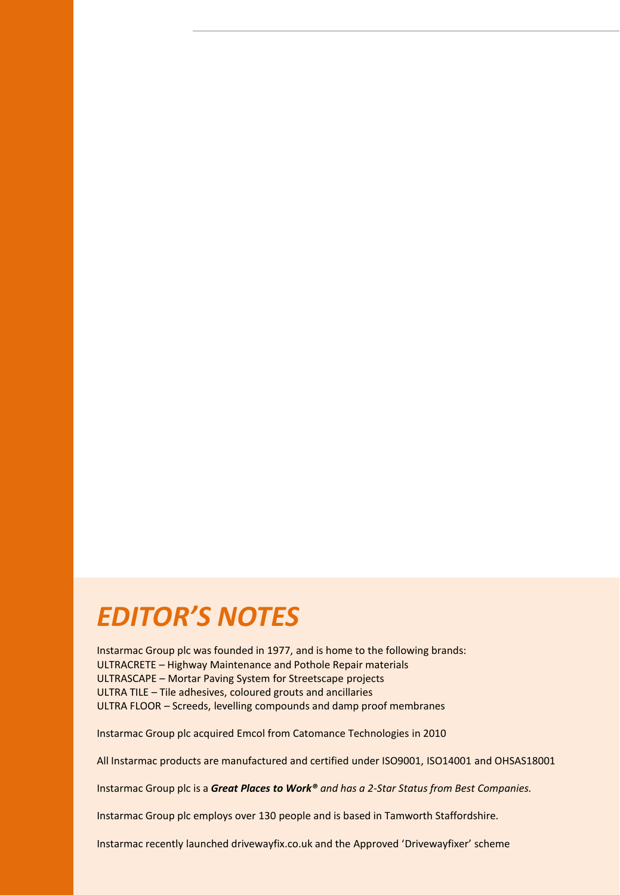## *EDITOR'S NOTES*

Instarmac Group plc was founded in 1977, and is home to the following brands:
ULTRACRETE – Highway Maintenance and Pothole Repair materials
ULTRASCAPE – Mortar Paving System for Streetscape projects
ULTRA TILE – Tile adhesives, coloured grouts and ancillaries
ULTRA FLOOR – Screeds, levelling compounds and damp proof membranes

Instarmac Group plc acquired Emcol from Catomance Technologies in 2010

All Instarmac products are manufactured and certified under ISO9001, ISO14001 and OHSAS18001

Instarmac Group plc is a ***Great Places to Work®*** *and has a 2-Star Status from Best Companies.*

Instarmac Group plc employs over 130 people and is based in Tamworth Staffordshire.

Instarmac recently launched drivewayfix.co.uk and the Approved 'Drivewayfixer' scheme